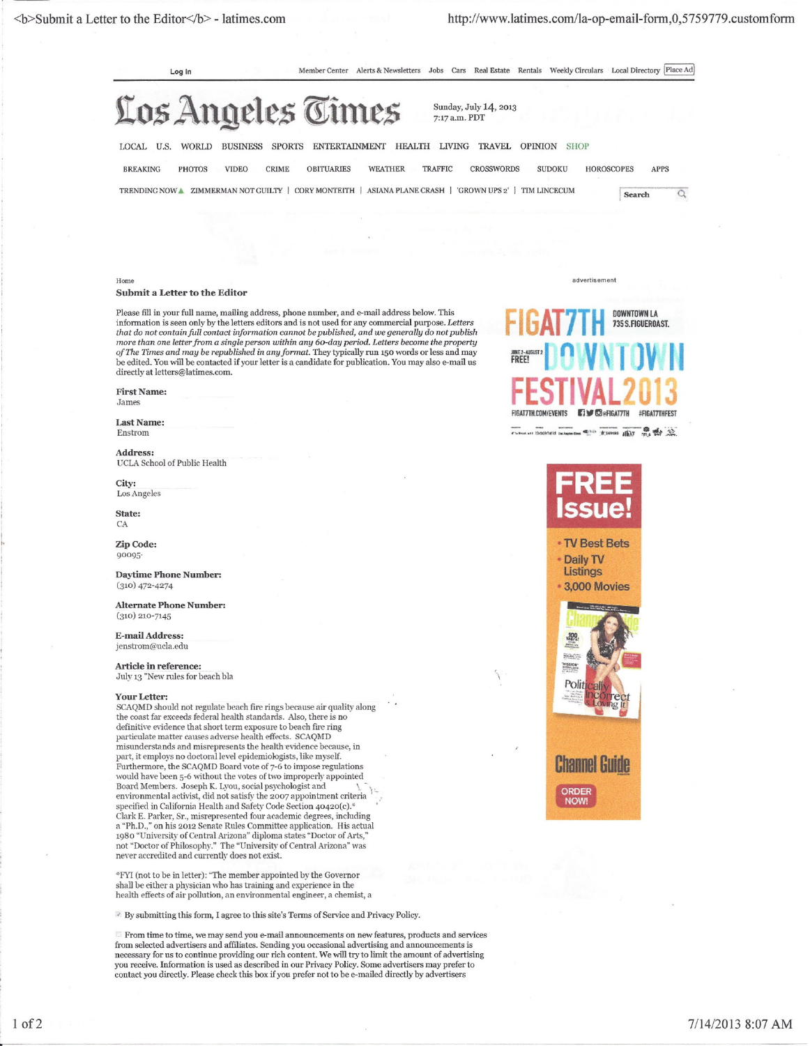Home

## Submit a Letter to the Editor

Please fill in your full name, mailing address, phone number, and e-mail address below. This information is seen only by the letters editors and is not used for any commercial purpose. *Letters that do not contain full contact information cannot be published, and we generally do not publish more than one letter from a single person within any 60-day period. Letters become the property of The Times and may be republished in any format.* They typically run 150 words or less and may be edited. You will be contacted if your letter is a candidate for publication. You may also e-mail us directly at letters@latimes.com.

**First Name:**
James

**Last Name:**
Enstrom

**Address:**
UCLA School of Public Health

**City:**
Los Angeles

**State:**
CA

**Zip Code:**
90095-

**Daytime Phone Number:**
(310) 472-4274

**Alternate Phone Number:**
(310) 210-7145

**E-mail Address:**
jenstrom@ucla.edu

**Article in reference:**
July 13 "New rules for beach bla

**Your Letter:**
SCAQMD should not regulate beach fire rings because air quality along the coast far exceeds federal health standards. Also, there is no definitive evidence that short term exposure to beach fire ring particulate matter causes adverse health effects. SCAQMD misunderstands and misrepresents the health evidence because, in part, it employs no doctoral level epidemiologists, like myself. Furthermore, the SCAQMD Board vote of 7-6 to impose regulations would have been 5-6 without the votes of two improperly appointed Board Members. Joseph K. Lyou, social psychologist and environmental activist, did not satisfy the 2007 appointment criteria specified in California Health and Safety Code Section 40420(c).* Clark E. Parker, Sr., misrepresented four academic degrees, including a "Ph.D.," on his 2012 Senate Rules Committee application. His actual 1980 "University of Central Arizona" diploma states "Doctor of Arts," not "Doctor of Philosophy." The "University of Central Arizona" was never accredited and currently does not exist.

*FYI (not to be in letter): "The member appointed by the Governor shall be either a physician who has training and experience in the health effects of air pollution, an environmental engineer, a chemist, a

☑ By submitting this form, I agree to this site's Terms of Service and Privacy Policy.

☐ From time to time, we may send you e-mail announcements on new features, products and services from selected advertisers and affiliates. Sending you occasional advertising and announcements is necessary for us to continue providing our rich content. We will try to limit the amount of advertising you receive. Information is used as described in our Privacy Policy. Some advertisers may prefer to contact you directly. Please check this box if you prefer not to be e-mailed directly by advertisers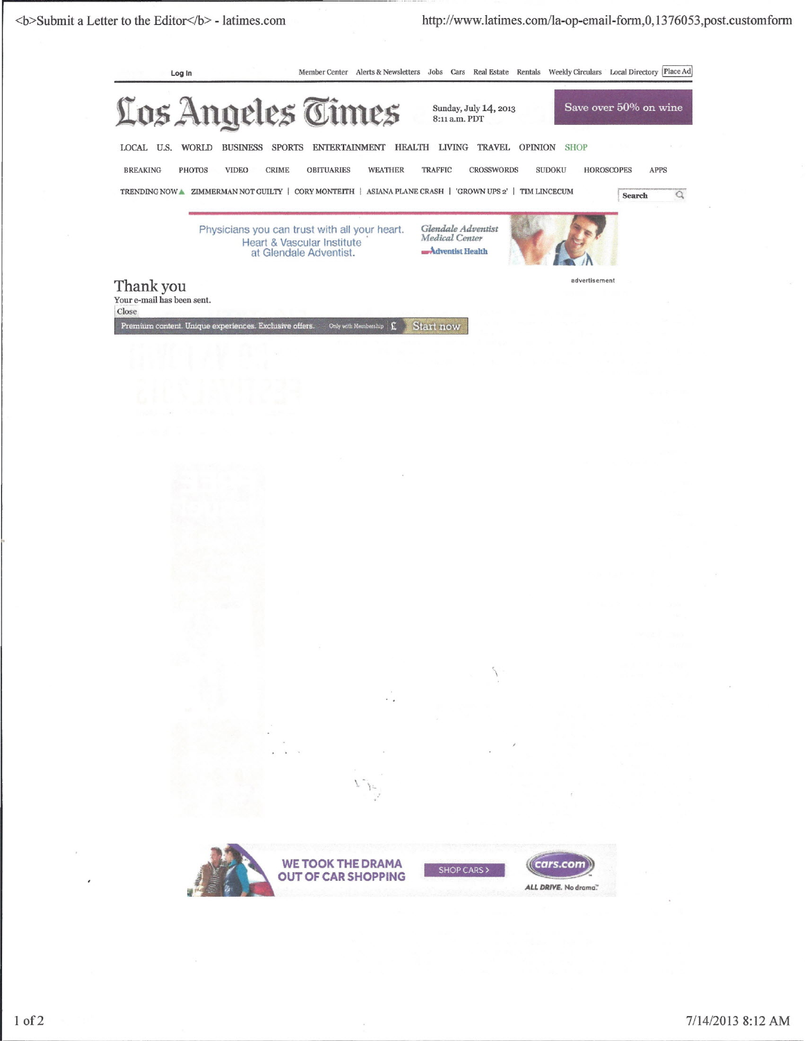Log In

Member Center | Alerts & Newsletters | Jobs | Cars | Real Estate | Rentals | Weekly Circulars | Local Directory | Place Ad

# Los Angeles Times

Sunday, July 14, 2013
8:11 a.m. PDT

Save over 50% on wine

LOCAL | U.S. | WORLD | BUSINESS | SPORTS | ENTERTAINMENT | HEALTH | LIVING | TRAVEL | OPINION | SHOP

BREAKING | PHOTOS | VIDEO | CRIME | OBITUARIES | WEATHER | TRAFFIC | CROSSWORDS | SUDOKU | HOROSCOPES | APPS

TRENDING NOW ▲ ZIMMERMAN NOT GUILTY | CORY MONTEITH | ASIANA PLANE CRASH | 'GROWN UPS 2' | TIM LINCECUM

Search

Physicians you can trust with all your heart. Heart & Vascular Institute at Glendale Adventist. *Glendale Adventist Medical Center* Adventist Health

advertisement

## Thank you

Your e-mail has been sent.

Close

Premium content. Unique experiences. Exclusive offers. Only with Membership Start now

WE TOOK THE DRAMA OUT OF CAR SHOPPING | SHOP CARS > | cars.com | ALL DRIVE. No drama.